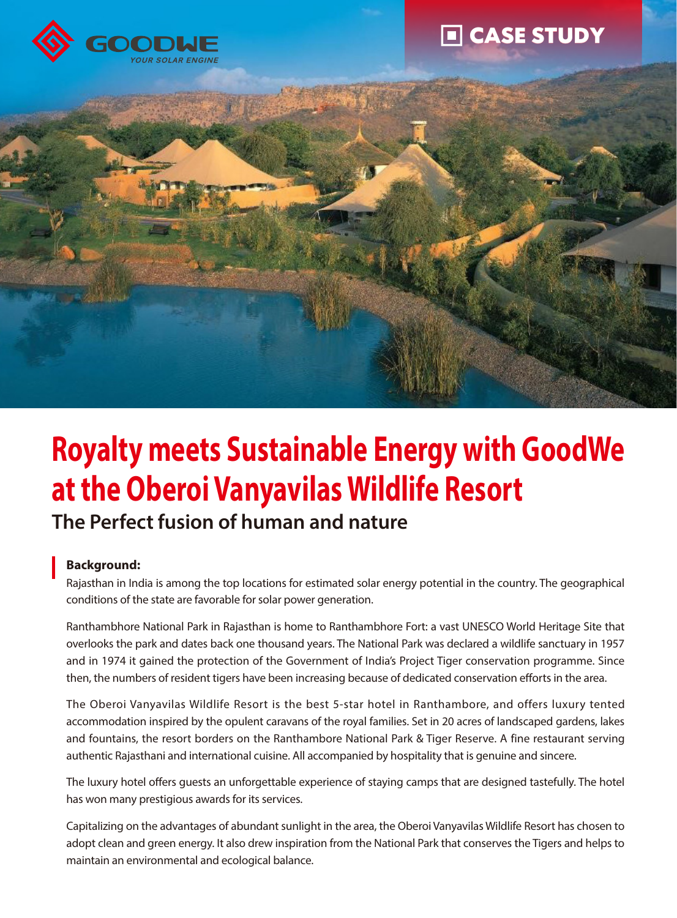GOODWE
YOUR SOLAR ENGINE

CASE STUDY

# Royalty meets Sustainable Energy with GoodWe at the Oberoi Vanyavilas Wildlife Resort

## The Perfect fusion of human and nature

**Background:**

Rajasthan in India is among the top locations for estimated solar energy potential in the country. The geographical conditions of the state are favorable for solar power generation.

Ranthambhore National Park in Rajasthan is home to Ranthambhore Fort: a vast UNESCO World Heritage Site that overlooks the park and dates back one thousand years. The National Park was declared a wildlife sanctuary in 1957 and in 1974 it gained the protection of the Government of India's Project Tiger conservation programme. Since then, the numbers of resident tigers have been increasing because of dedicated conservation efforts in the area.

The Oberoi Vanyavilas Wildlife Resort is the best 5-star hotel in Ranthambore, and offers luxury tented accommodation inspired by the opulent caravans of the royal families. Set in 20 acres of landscaped gardens, lakes and fountains, the resort borders on the Ranthambore National Park & Tiger Reserve. A fine restaurant serving authentic Rajasthani and international cuisine. All accompanied by hospitality that is genuine and sincere.

The luxury hotel offers guests an unforgettable experience of staying camps that are designed tastefully. The hotel has won many prestigious awards for its services.

Capitalizing on the advantages of abundant sunlight in the area, the Oberoi Vanyavilas Wildlife Resort has chosen to adopt clean and green energy. It also drew inspiration from the National Park that conserves the Tigers and helps to maintain an environmental and ecological balance.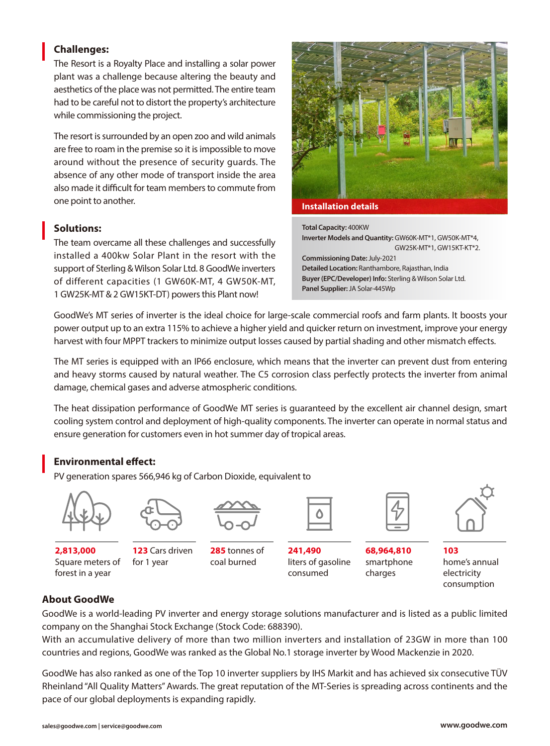## Challenges:

The Resort is a Royalty Place and installing a solar power plant was a challenge because altering the beauty and aesthetics of the place was not permitted. The entire team had to be careful not to distort the property's architecture while commissioning the project.

The resort is surrounded by an open zoo and wild animals are free to roam in the premise so it is impossible to move around without the presence of security guards. The absence of any other mode of transport inside the area also made it difficult for team members to commute from one point to another.

## Solutions:

The team overcame all these challenges and successfully installed a 400kw Solar Plant in the resort with the support of Sterling & Wilson Solar Ltd. 8 GoodWe inverters of different capacities (1 GW60K-MT, 4 GW50K-MT, 1 GW25K-MT & 2 GW15KT-DT) powers this Plant now!

**Installation details**

**Total Capacity:** 400KW
**Inverter Models and Quantity:** GW60K-MT*1, GW50K-MT*4, GW25K-MT*1, GW15KT-KT*2.
**Commissioning Date:** July-2021
**Detailed Location:** Ranthambore, Rajasthan, India
**Buyer (EPC/Developer) Info:** Sterling & Wilson Solar Ltd.
**Panel Supplier:** JA Solar-445Wp

GoodWe's MT series of inverter is the ideal choice for large-scale commercial roofs and farm plants. It boosts your power output up to an extra 115% to achieve a higher yield and quicker return on investment, improve your energy harvest with four MPPT trackers to minimize output losses caused by partial shading and other mismatch effects.

The MT series is equipped with an IP66 enclosure, which means that the inverter can prevent dust from entering and heavy storms caused by natural weather. The C5 corrosion class perfectly protects the inverter from animal damage, chemical gases and adverse atmospheric conditions.

The heat dissipation performance of GoodWe MT series is guaranteed by the excellent air channel design, smart cooling system control and deployment of high-quality components. The inverter can operate in normal status and ensure generation for customers even in hot summer day of tropical areas.

## Environmental effect:

PV generation spares 566,946 kg of Carbon Dioxide, equivalent to

- **2,813,000** Square meters of forest in a year
- **123** Cars driven for 1 year
- **285** tonnes of coal burned
- **241,490** liters of gasoline consumed
- **68,964,810** smartphone charges
- **103** home's annual electricity consumption

## About GoodWe

GoodWe is a world-leading PV inverter and energy storage solutions manufacturer and is listed as a public limited company on the Shanghai Stock Exchange (Stock Code: 688390).
With an accumulative delivery of more than two million inverters and installation of 23GW in more than 100 countries and regions, GoodWe was ranked as the Global No.1 storage inverter by Wood Mackenzie in 2020.

GoodWe has also ranked as one of the Top 10 inverter suppliers by IHS Markit and has achieved six consecutive TÜV Rheinland "All Quality Matters" Awards. The great reputation of the MT-Series is spreading across continents and the pace of our global deployments is expanding rapidly.

sales@goodwe.com | service@goodwe.com

www.goodwe.com